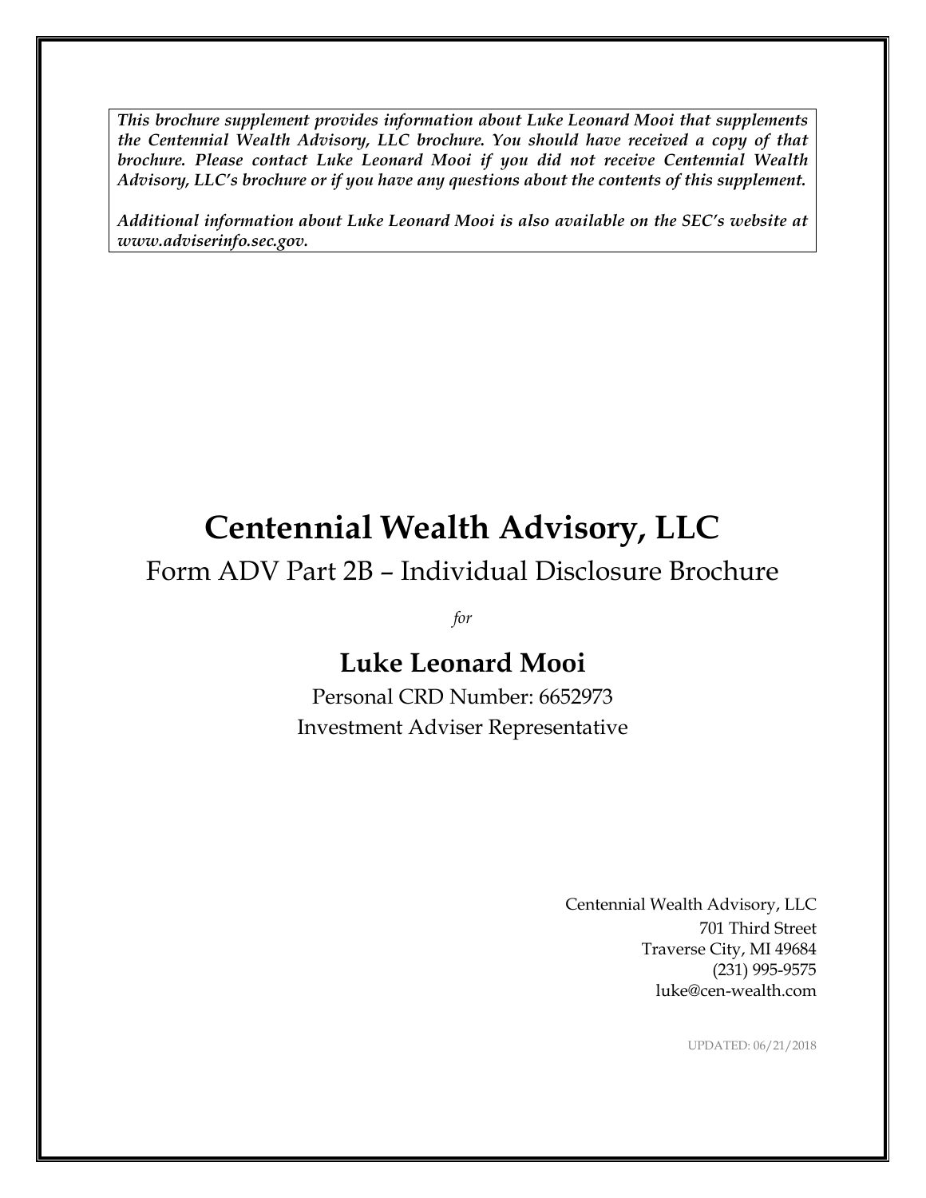***This brochure supplement provides information about Luke Leonard Mooi that supplements the Centennial Wealth Advisory, LLC brochure. You should have received a copy of that brochure. Please contact Luke Leonard Mooi if you did not receive Centennial Wealth Advisory, LLC's brochure or if you have any questions about the contents of this supplement.***

***Additional information about Luke Leonard Mooi is also available on the SEC's website at www.adviserinfo.sec.gov.***

# Centennial Wealth Advisory, LLC

## Form ADV Part 2B – Individual Disclosure Brochure

*for*

## Luke Leonard Mooi

Personal CRD Number: 6652973

Investment Adviser Representative

Centennial Wealth Advisory, LLC
701 Third Street
Traverse City, MI 49684
(231) 995-9575
luke@cen-wealth.com

UPDATED: 06/21/2018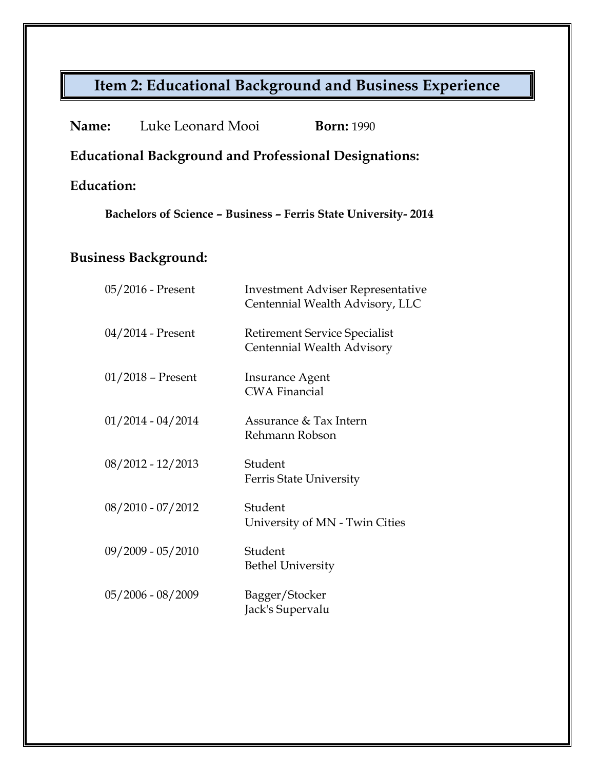## Item 2: Educational Background and Business Experience

**Name:** Luke Leonard Mooi **Born:** 1990

**Educational Background and Professional Designations:**

**Education:**

**Bachelors of Science – Business – Ferris State University- 2014**

**Business Background:**

| | |
|---|---|
| 05/2016 - Present | Investment Adviser Representative<br>Centennial Wealth Advisory, LLC |
| 04/2014 - Present | Retirement Service Specialist<br>Centennial Wealth Advisory |
| 01/2018 – Present | Insurance Agent<br>CWA Financial |
| 01/2014 - 04/2014 | Assurance & Tax Intern<br>Rehmann Robson |
| 08/2012 - 12/2013 | Student<br>Ferris State University |
| 08/2010 - 07/2012 | Student<br>University of MN - Twin Cities |
| 09/2009 - 05/2010 | Student<br>Bethel University |
| 05/2006 - 08/2009 | Bagger/Stocker<br>Jack's Supervalu |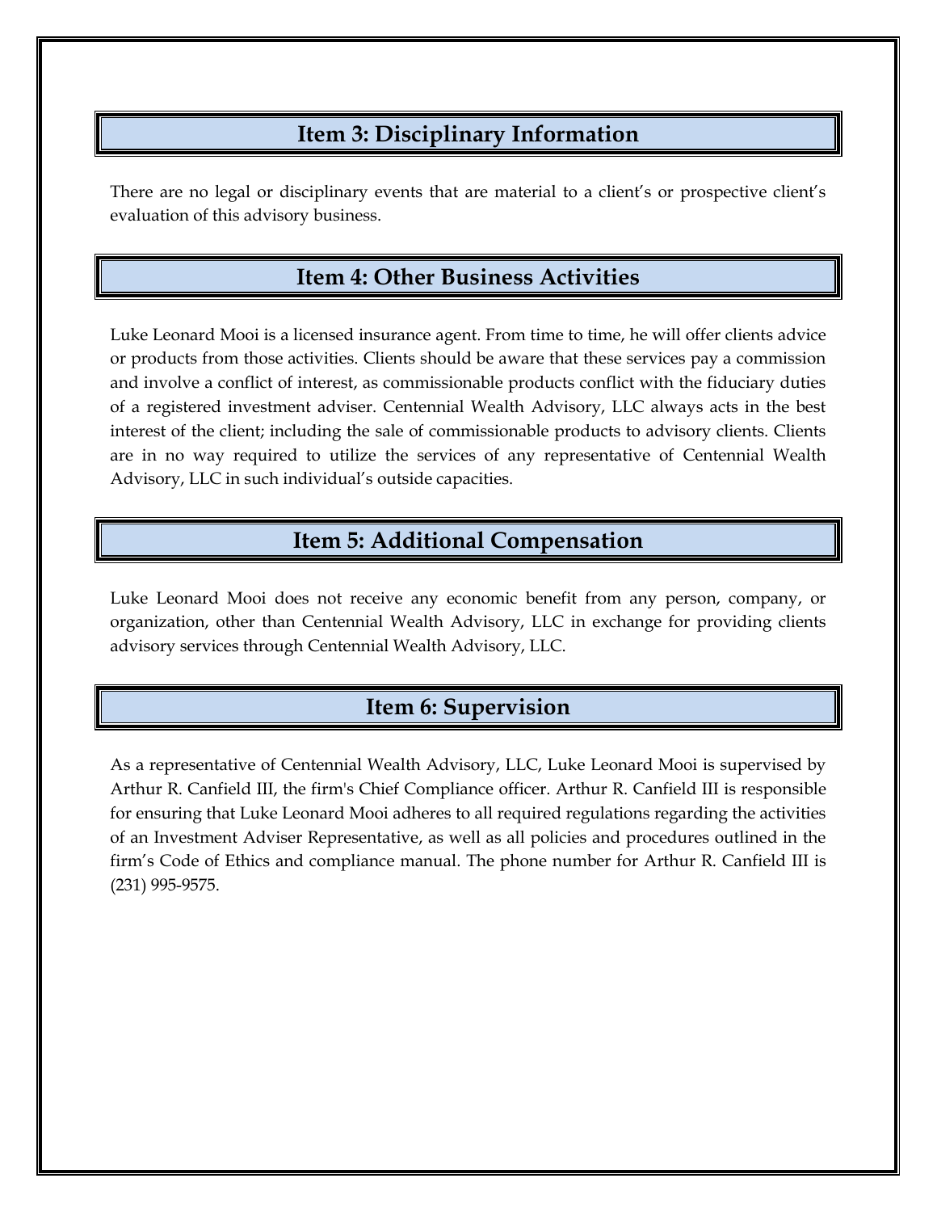## Item 3: Disciplinary Information

There are no legal or disciplinary events that are material to a client's or prospective client's evaluation of this advisory business.

## Item 4: Other Business Activities

Luke Leonard Mooi is a licensed insurance agent. From time to time, he will offer clients advice or products from those activities. Clients should be aware that these services pay a commission and involve a conflict of interest, as commissionable products conflict with the fiduciary duties of a registered investment adviser. Centennial Wealth Advisory, LLC always acts in the best interest of the client; including the sale of commissionable products to advisory clients. Clients are in no way required to utilize the services of any representative of Centennial Wealth Advisory, LLC in such individual's outside capacities.

## Item 5: Additional Compensation

Luke Leonard Mooi does not receive any economic benefit from any person, company, or organization, other than Centennial Wealth Advisory, LLC in exchange for providing clients advisory services through Centennial Wealth Advisory, LLC.

## Item 6: Supervision

As a representative of Centennial Wealth Advisory, LLC, Luke Leonard Mooi is supervised by Arthur R. Canfield III, the firm's Chief Compliance officer. Arthur R. Canfield III is responsible for ensuring that Luke Leonard Mooi adheres to all required regulations regarding the activities of an Investment Adviser Representative, as well as all policies and procedures outlined in the firm's Code of Ethics and compliance manual. The phone number for Arthur R. Canfield III is (231) 995-9575.